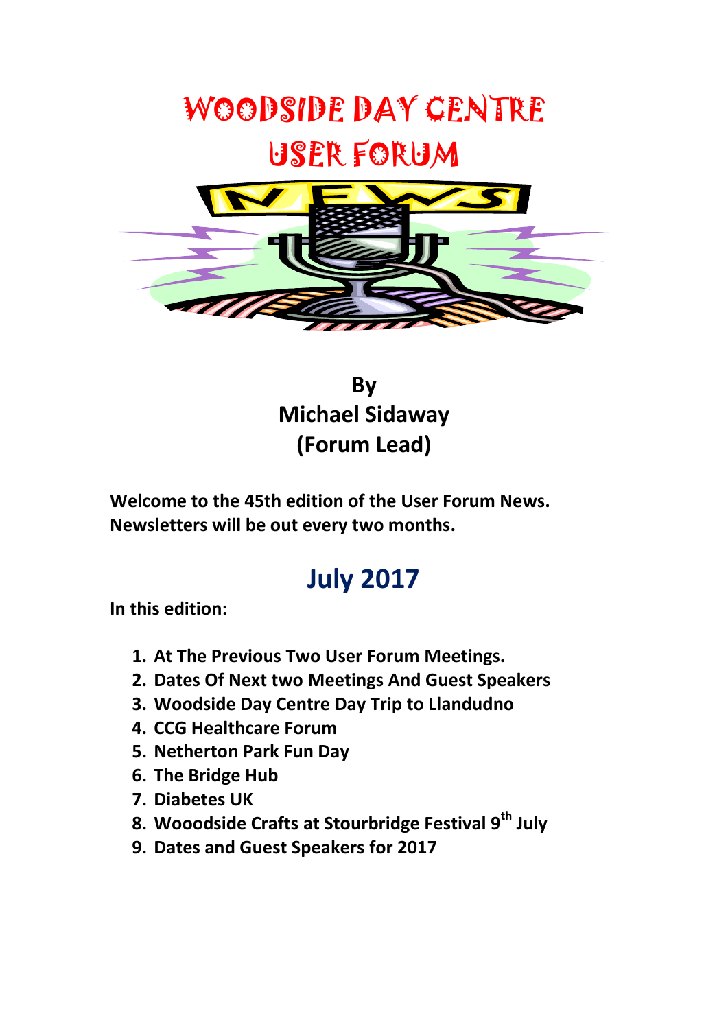# WOODSIDE DAY CENTRE USER FORUM

**By**
**Michael Sidaway**
**(Forum Lead)**

**Welcome to the 45th edition of the User Forum News. Newsletters will be out every two months.**

## July 2017

**In this edition:**

1. **At The Previous Two User Forum Meetings.**
2. **Dates Of Next two Meetings And Guest Speakers**
3. **Woodside Day Centre Day Trip to Llandudno**
4. **CCG Healthcare Forum**
5. **Netherton Park Fun Day**
6. **The Bridge Hub**
7. **Diabetes UK**
8. **Wooodside Crafts at Stourbridge Festival 9th July**
9. **Dates and Guest Speakers for 2017**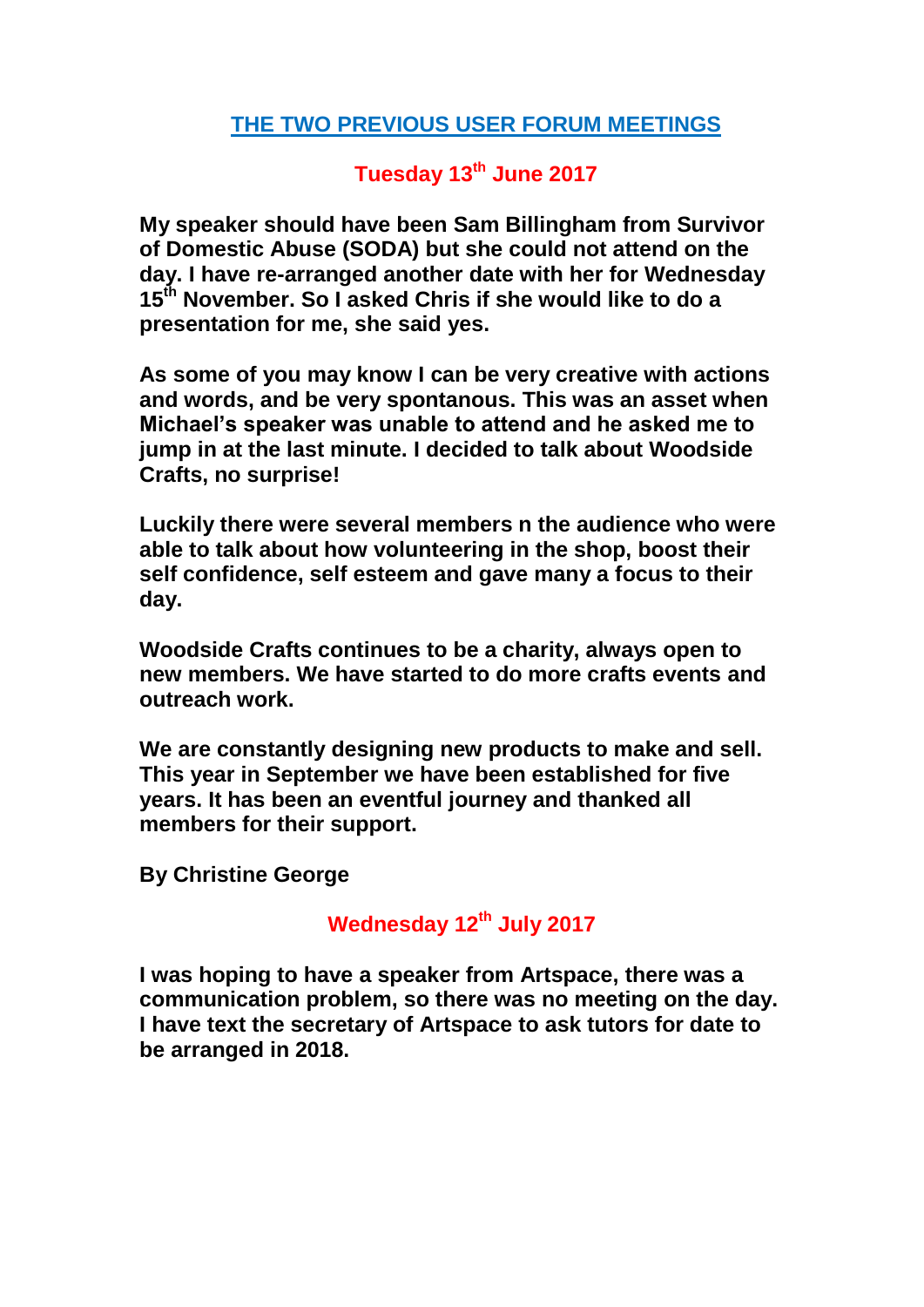## THE TWO PREVIOUS USER FORUM MEETINGS

### Tuesday 13th June 2017

**My speaker should have been Sam Billingham from Survivor of Domestic Abuse (SODA) but she could not attend on the day. I have re-arranged another date with her for Wednesday 15th November. So I asked Chris if she would like to do a presentation for me, she said yes.**

**As some of you may know I can be very creative with actions and words, and be very spontanous. This was an asset when Michael's speaker was unable to attend and he asked me to jump in at the last minute. I decided to talk about Woodside Crafts, no surprise!**

**Luckily there were several members n the audience who were able to talk about how volunteering in the shop, boost their self confidence, self esteem and gave many a focus to their day.**

**Woodside Crafts continues to be a charity, always open to new members. We have started to do more crafts events and outreach work.**

**We are constantly designing new products to make and sell. This year in September we have been established for five years. It has been an eventful journey and thanked all members for their support.**

**By Christine George**

### Wednesday 12th July 2017

**I was hoping to have a speaker from Artspace, there was a communication problem, so there was no meeting on the day. I have text the secretary of Artspace to ask tutors for date to be arranged in 2018.**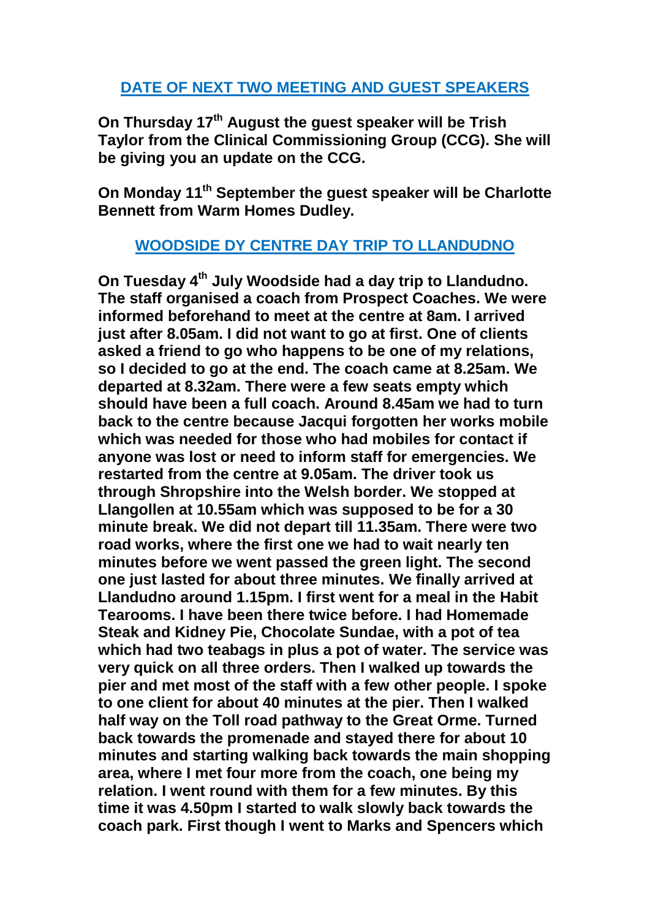## DATE OF NEXT TWO MEETING AND GUEST SPEAKERS

**On Thursday 17th August the guest speaker will be Trish Taylor from the Clinical Commissioning Group (CCG). She will be giving you an update on the CCG.**

**On Monday 11th September the guest speaker will be Charlotte Bennett from Warm Homes Dudley.**

## WOODSIDE DY CENTRE DAY TRIP TO LLANDUDNO

**On Tuesday 4th July Woodside had a day trip to Llandudno. The staff organised a coach from Prospect Coaches. We were informed beforehand to meet at the centre at 8am. I arrived just after 8.05am. I did not want to go at first. One of clients asked a friend to go who happens to be one of my relations, so I decided to go at the end. The coach came at 8.25am. We departed at 8.32am. There were a few seats empty which should have been a full coach. Around 8.45am we had to turn back to the centre because Jacqui forgotten her works mobile which was needed for those who had mobiles for contact if anyone was lost or need to inform staff for emergencies. We restarted from the centre at 9.05am. The driver took us through Shropshire into the Welsh border. We stopped at Llangollen at 10.55am which was supposed to be for a 30 minute break. We did not depart till 11.35am. There were two road works, where the first one we had to wait nearly ten minutes before we went passed the green light. The second one just lasted for about three minutes. We finally arrived at Llandudno around 1.15pm. I first went for a meal in the Habit Tearooms. I have been there twice before. I had Homemade Steak and Kidney Pie, Chocolate Sundae, with a pot of tea which had two teabags in plus a pot of water. The service was very quick on all three orders. Then I walked up towards the pier and met most of the staff with a few other people. I spoke to one client for about 40 minutes at the pier. Then I walked half way on the Toll road pathway to the Great Orme. Turned back towards the promenade and stayed there for about 10 minutes and starting walking back towards the main shopping area, where I met four more from the coach, one being my relation. I went round with them for a few minutes. By this time it was 4.50pm I started to walk slowly back towards the coach park. First though I went to Marks and Spencers which**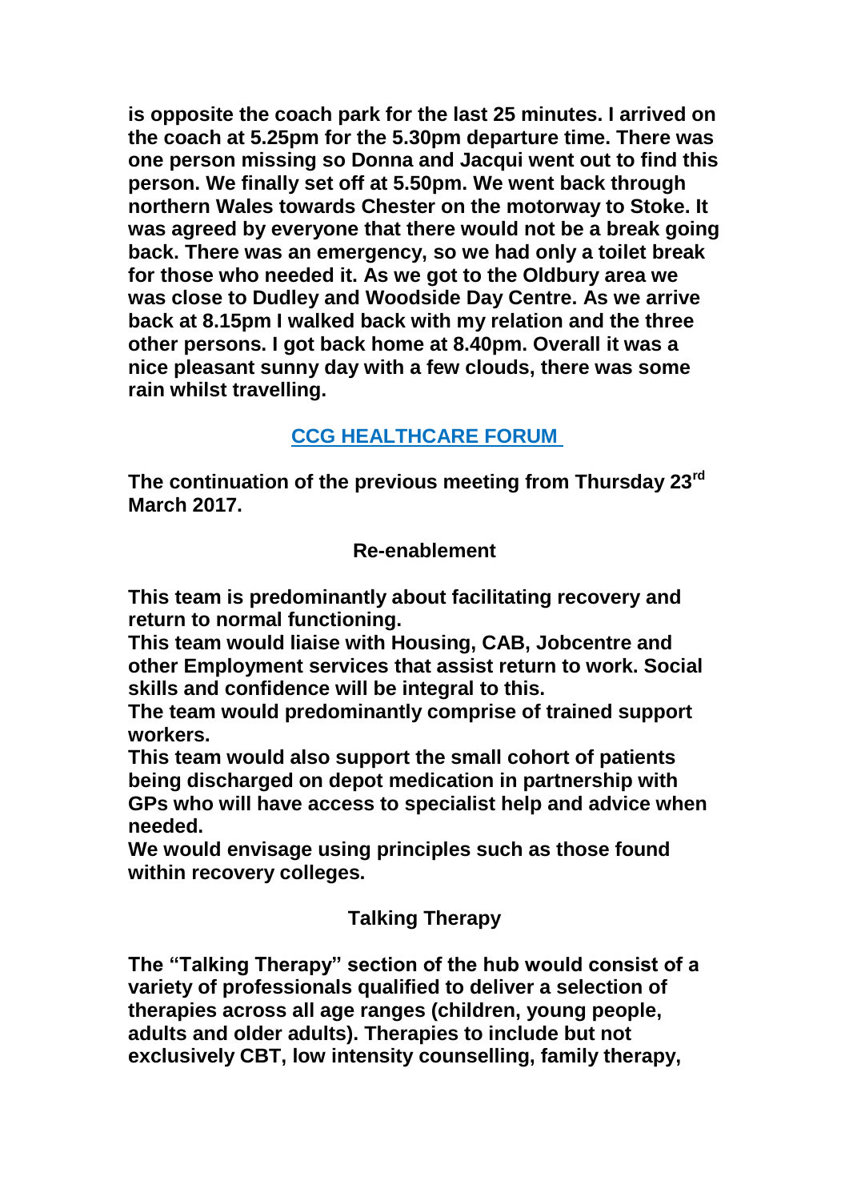**is opposite the coach park for the last 25 minutes. I arrived on the coach at 5.25pm for the 5.30pm departure time. There was one person missing so Donna and Jacqui went out to find this person. We finally set off at 5.50pm. We went back through northern Wales towards Chester on the motorway to Stoke. It was agreed by everyone that there would not be a break going back. There was an emergency, so we had only a toilet break for those who needed it. As we got to the Oldbury area we was close to Dudley and Woodside Day Centre. As we arrive back at 8.15pm I walked back with my relation and the three other persons. I got back home at 8.40pm. Overall it was a nice pleasant sunny day with a few clouds, there was some rain whilst travelling.**

## CCG HEALTHCARE FORUM

**The continuation of the previous meeting from Thursday 23rd March 2017.**

### Re-enablement

**This team is predominantly about facilitating recovery and return to normal functioning.**

**This team would liaise with Housing, CAB, Jobcentre and other Employment services that assist return to work. Social skills and confidence will be integral to this.**

**The team would predominantly comprise of trained support workers.**

**This team would also support the small cohort of patients being discharged on depot medication in partnership with GPs who will have access to specialist help and advice when needed.**

**We would envisage using principles such as those found within recovery colleges.**

### Talking Therapy

**The "Talking Therapy" section of the hub would consist of a variety of professionals qualified to deliver a selection of therapies across all age ranges (children, young people, adults and older adults). Therapies to include but not exclusively CBT, low intensity counselling, family therapy,**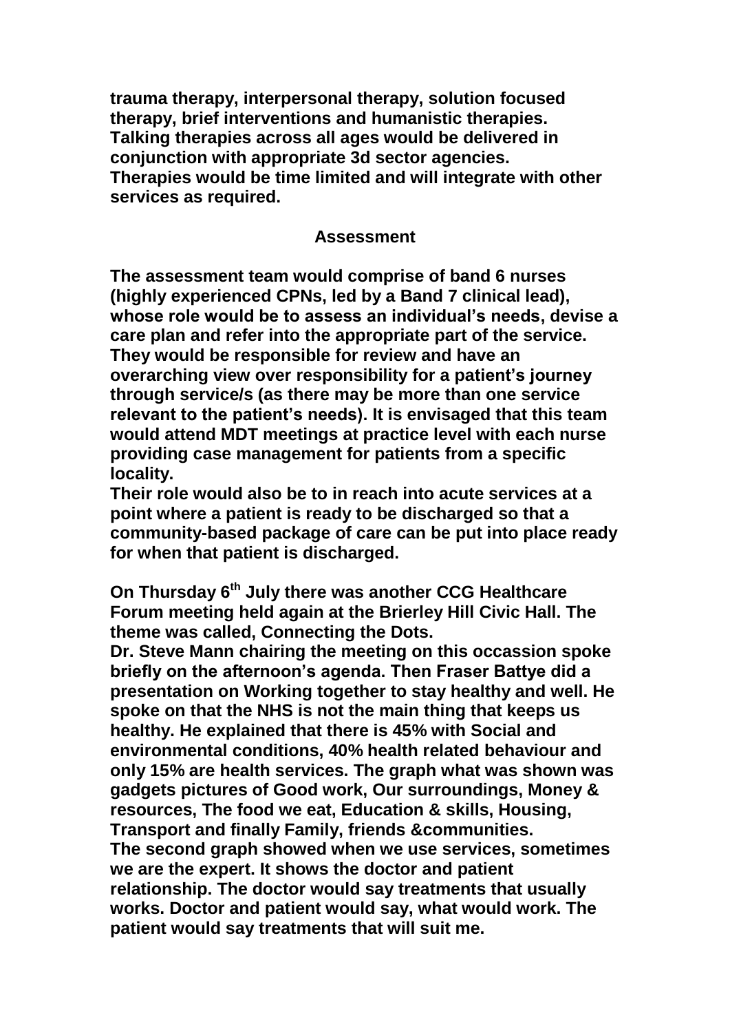**trauma therapy, interpersonal therapy, solution focused therapy, brief interventions and humanistic therapies. Talking therapies across all ages would be delivered in conjunction with appropriate 3d sector agencies. Therapies would be time limited and will integrate with other services as required.**

## Assessment

**The assessment team would comprise of band 6 nurses (highly experienced CPNs, led by a Band 7 clinical lead), whose role would be to assess an individual's needs, devise a care plan and refer into the appropriate part of the service. They would be responsible for review and have an overarching view over responsibility for a patient's journey through service/s (as there may be more than one service relevant to the patient's needs). It is envisaged that this team would attend MDT meetings at practice level with each nurse providing case management for patients from a specific locality.**

**Their role would also be to in reach into acute services at a point where a patient is ready to be discharged so that a community-based package of care can be put into place ready for when that patient is discharged.**

**On Thursday 6th July there was another CCG Healthcare Forum meeting held again at the Brierley Hill Civic Hall. The theme was called, Connecting the Dots.**

**Dr. Steve Mann chairing the meeting on this occassion spoke briefly on the afternoon's agenda. Then Fraser Battye did a presentation on Working together to stay healthy and well. He spoke on that the NHS is not the main thing that keeps us healthy. He explained that there is 45% with Social and environmental conditions, 40% health related behaviour and only 15% are health services. The graph what was shown was gadgets pictures of Good work, Our surroundings, Money & resources, The food we eat, Education & skills, Housing, Transport and finally Family, friends &communities.**

**The second graph showed when we use services, sometimes we are the expert. It shows the doctor and patient relationship. The doctor would say treatments that usually works. Doctor and patient would say, what would work. The patient would say treatments that will suit me.**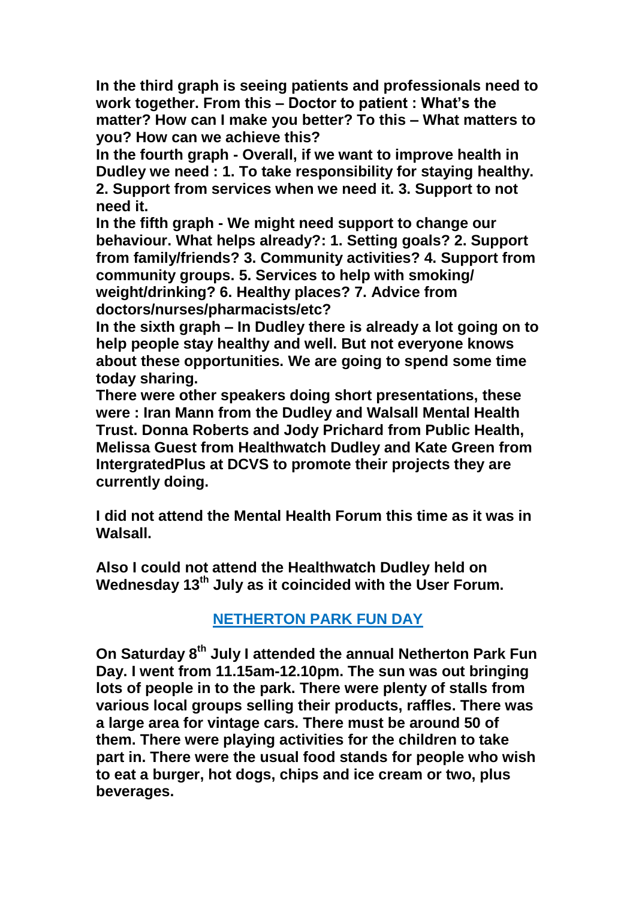**In the third graph is seeing patients and professionals need to work together. From this – Doctor to patient : What's the matter? How can I make you better? To this – What matters to you? How can we achieve this?**
**In the fourth graph - Overall, if we want to improve health in Dudley we need : 1. To take responsibility for staying healthy. 2. Support from services when we need it. 3. Support to not need it.**
**In the fifth graph - We might need support to change our behaviour. What helps already?: 1. Setting goals? 2. Support from family/friends? 3. Community activities? 4. Support from community groups. 5. Services to help with smoking/ weight/drinking? 6. Healthy places? 7. Advice from doctors/nurses/pharmacists/etc?**
**In the sixth graph – In Dudley there is already a lot going on to help people stay healthy and well. But not everyone knows about these opportunities. We are going to spend some time today sharing.**
**There were other speakers doing short presentations, these were : Iran Mann from the Dudley and Walsall Mental Health Trust. Donna Roberts and Jody Prichard from Public Health, Melissa Guest from Healthwatch Dudley and Kate Green from IntergratedPlus at DCVS to promote their projects they are currently doing.**

**I did not attend the Mental Health Forum this time as it was in Walsall.**

**Also I could not attend the Healthwatch Dudley held on Wednesday 13th July as it coincided with the User Forum.**

## NETHERTON PARK FUN DAY

**On Saturday 8th July I attended the annual Netherton Park Fun Day. I went from 11.15am-12.10pm. The sun was out bringing lots of people in to the park. There were plenty of stalls from various local groups selling their products, raffles. There was a large area for vintage cars. There must be around 50 of them. There were playing activities for the children to take part in. There were the usual food stands for people who wish to eat a burger, hot dogs, chips and ice cream or two, plus beverages.**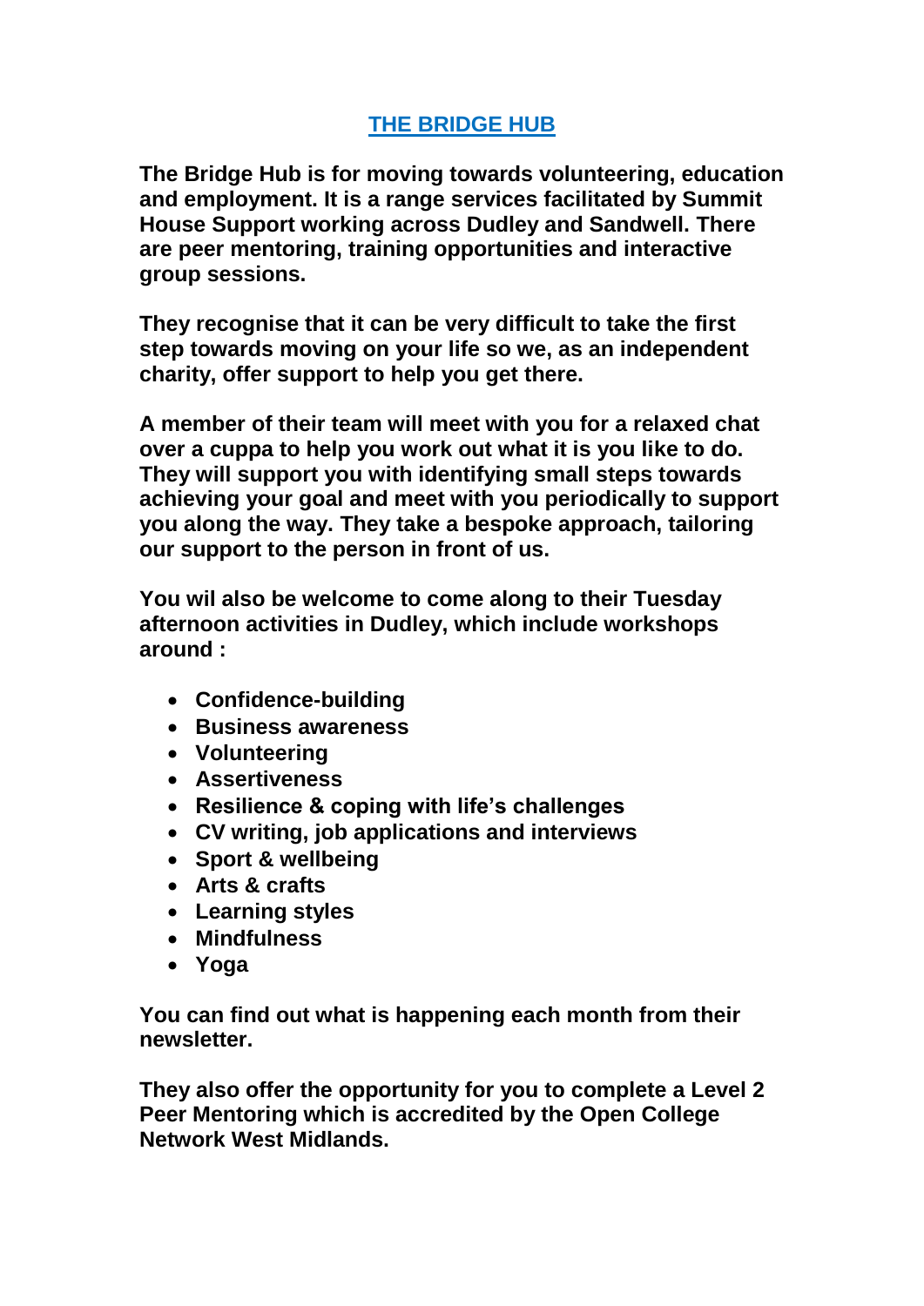# THE BRIDGE HUB

**The Bridge Hub is for moving towards volunteering, education and employment. It is a range services facilitated by Summit House Support working across Dudley and Sandwell. There are peer mentoring, training opportunities and interactive group sessions.**

**They recognise that it can be very difficult to take the first step towards moving on your life so we, as an independent charity, offer support to help you get there.**

**A member of their team will meet with you for a relaxed chat over a cuppa to help you work out what it is you like to do. They will support you with identifying small steps towards achieving your goal and meet with you periodically to support you along the way. They take a bespoke approach, tailoring our support to the person in front of us.**

**You wil also be welcome to come along to their Tuesday afternoon activities in Dudley, which include workshops around :**

- **Confidence-building**
- **Business awareness**
- **Volunteering**
- **Assertiveness**
- **Resilience & coping with life's challenges**
- **CV writing, job applications and interviews**
- **Sport & wellbeing**
- **Arts & crafts**
- **Learning styles**
- **Mindfulness**
- **Yoga**

**You can find out what is happening each month from their newsletter.**

**They also offer the opportunity for you to complete a Level 2 Peer Mentoring which is accredited by the Open College Network West Midlands.**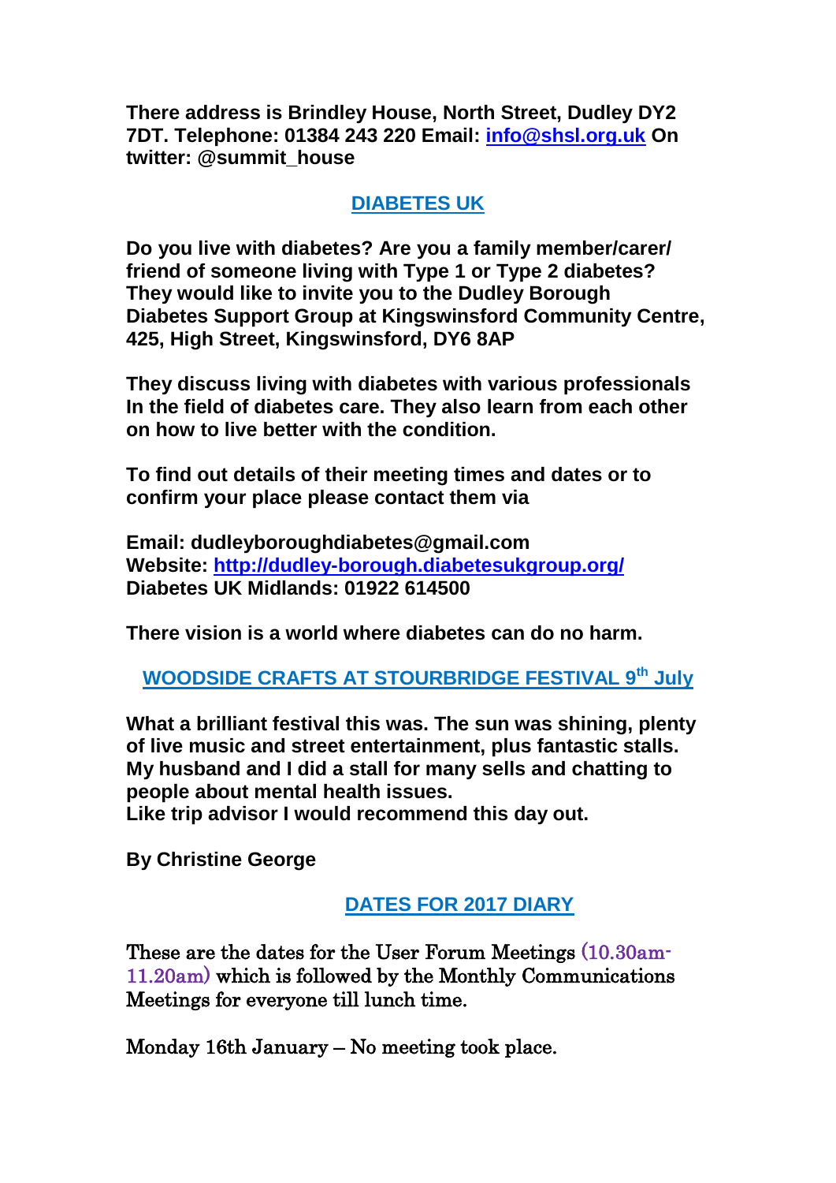**There address is Brindley House, North Street, Dudley DY2 7DT. Telephone: 01384 243 220 Email: [info@shsl.org.uk](mailto:info@shsl.org.uk) On twitter: @summit_house**

## DIABETES UK

**Do you live with diabetes? Are you a family member/carer/ friend of someone living with Type 1 or Type 2 diabetes? They would like to invite you to the Dudley Borough Diabetes Support Group at Kingswinsford Community Centre, 425, High Street, Kingswinsford, DY6 8AP**

**They discuss living with diabetes with various professionals In the field of diabetes care. They also learn from each other on how to live better with the condition.**

**To find out details of their meeting times and dates or to confirm your place please contact them via**

**Email: dudleyboroughdiabetes@gmail.com**
**Website: [http://dudley-borough.diabetesukgroup.org/](http://dudley-borough.diabetesukgroup.org/)**
**Diabetes UK Midlands: 01922 614500**

**There vision is a world where diabetes can do no harm.**

## WOODSIDE CRAFTS AT STOURBRIDGE FESTIVAL 9th July

**What a brilliant festival this was. The sun was shining, plenty of live music and street entertainment, plus fantastic stalls. My husband and I did a stall for many sells and chatting to people about mental health issues.**
**Like trip advisor I would recommend this day out.**

**By Christine George**

## DATES FOR 2017 DIARY

These are the dates for the User Forum Meetings (10.30am-11.20am) which is followed by the Monthly Communications Meetings for everyone till lunch time.

Monday 16th January – No meeting took place.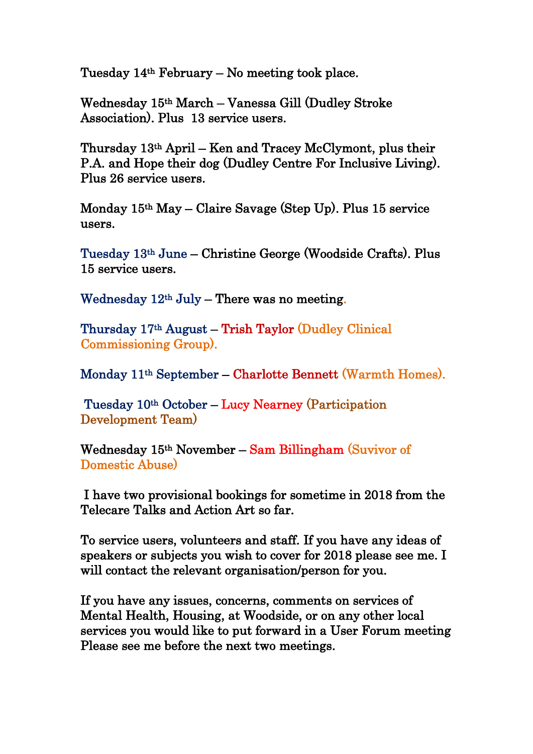Tuesday 14th February – No meeting took place.

Wednesday 15th March – Vanessa Gill (Dudley Stroke Association). Plus 13 service users.

Thursday 13th April – Ken and Tracey McClymont, plus their P.A. and Hope their dog (Dudley Centre For Inclusive Living). Plus 26 service users.

Monday 15th May – Claire Savage (Step Up). Plus 15 service users.

Tuesday 13th June – Christine George (Woodside Crafts). Plus 15 service users.

Wednesday 12th July – There was no meeting.

Thursday 17th August – Trish Taylor (Dudley Clinical Commissioning Group).

Monday 11th September – Charlotte Bennett (Warmth Homes).

Tuesday 10th October – Lucy Nearney (Participation Development Team)

Wednesday 15th November – Sam Billingham (Suvivor of Domestic Abuse)

I have two provisional bookings for sometime in 2018 from the Telecare Talks and Action Art so far.

To service users, volunteers and staff. If you have any ideas of speakers or subjects you wish to cover for 2018 please see me. I will contact the relevant organisation/person for you.

If you have any issues, concerns, comments on services of Mental Health, Housing, at Woodside, or on any other local services you would like to put forward in a User Forum meeting Please see me before the next two meetings.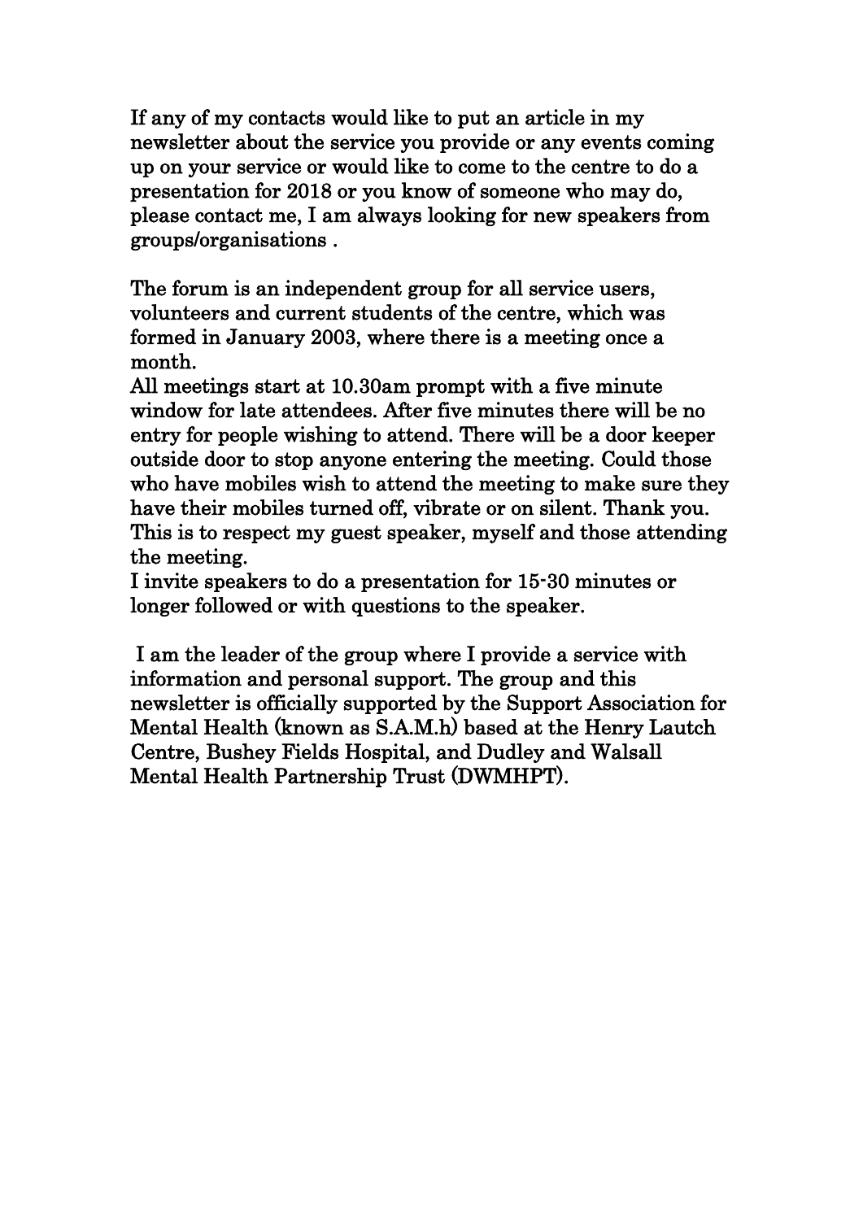If any of my contacts would like to put an article in my newsletter about the service you provide or any events coming up on your service or would like to come to the centre to do a presentation for 2018 or you know of someone who may do, please contact me, I am always looking for new speakers from groups/organisations .

The forum is an independent group for all service users, volunteers and current students of the centre, which was formed in January 2003, where there is a meeting once a month.
All meetings start at 10.30am prompt with a five minute window for late attendees. After five minutes there will be no entry for people wishing to attend. There will be a door keeper outside door to stop anyone entering the meeting. Could those who have mobiles wish to attend the meeting to make sure they have their mobiles turned off, vibrate or on silent. Thank you. This is to respect my guest speaker, myself and those attending the meeting.
I invite speakers to do a presentation for 15-30 minutes or longer followed or with questions to the speaker.

I am the leader of the group where I provide a service with information and personal support. The group and this newsletter is officially supported by the Support Association for Mental Health (known as S.A.M.h) based at the Henry Lautch Centre, Bushey Fields Hospital, and Dudley and Walsall Mental Health Partnership Trust (DWMHPT).